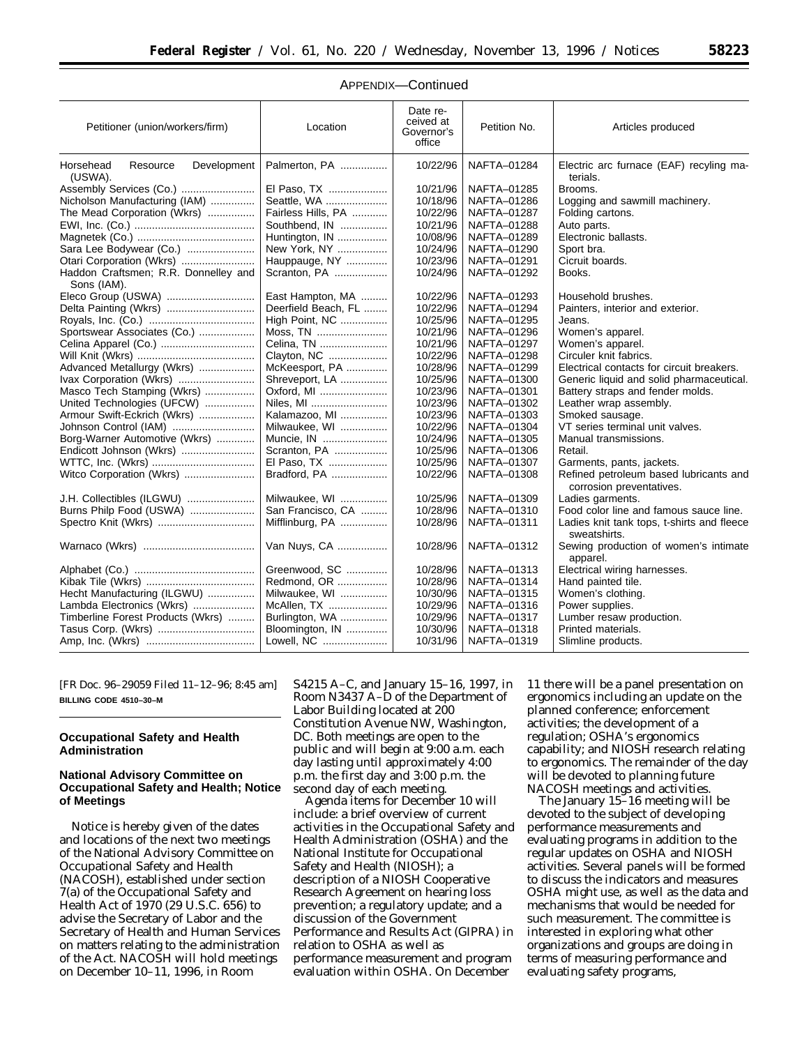APPENDIX—Continued

| Petitioner (union/workers/firm) | Location | Date received at Governor's office | Petition No. | Articles produced |
|---|---|---|---|---|
| Horsehead Resource Development (USWA). | Palmerton, PA | 10/22/96 | NAFTA–01284 | Electric arc furnace (EAF) recyling materials. |
| Assembly Services (Co.) | El Paso, TX | 10/21/96 | NAFTA–01285 | Brooms. |
| Nicholson Manufacturing (IAM) | Seattle, WA | 10/18/96 | NAFTA–01286 | Logging and sawmill machinery. |
| The Mead Corporation (Wkrs) | Fairless Hills, PA | 10/22/96 | NAFTA–01287 | Folding cartons. |
| EWI, Inc. (Co.) | Southbend, IN | 10/21/96 | NAFTA–01288 | Auto parts. |
| Magnetek (Co.) | Huntington, IN | 10/08/96 | NAFTA–01289 | Electronic ballasts. |
| Sara Lee Bodywear (Co.) | New York, NY | 10/24/96 | NAFTA–01290 | Sport bra. |
| Otari Corporation (Wkrs) | Hauppauge, NY | 10/23/96 | NAFTA–01291 | Cicruit boards. |
| Haddon Craftsmen; R.R. Donnelley and Sons (IAM). | Scranton, PA | 10/24/96 | NAFTA–01292 | Books. |
| Eleco Group (USWA) | East Hampton, MA | 10/22/96 | NAFTA–01293 | Household brushes. |
| Delta Painting (Wkrs) | Deerfield Beach, FL | 10/22/96 | NAFTA–01294 | Painters, interior and exterior. |
| Royals, Inc. (Co.) | High Point, NC | 10/25/96 | NAFTA–01295 | Jeans. |
| Sportswear Associates (Co.) | Moss, TN | 10/21/96 | NAFTA–01296 | Women's apparel. |
| Celina Apparel (Co.) | Celina, TN | 10/21/96 | NAFTA–01297 | Women's apparel. |
| Will Knit (Wkrs) | Clayton, NC | 10/22/96 | NAFTA–01298 | Circuler knit fabrics. |
| Advanced Metallurgy (Wkrs) | McKeesport, PA | 10/28/96 | NAFTA–01299 | Electrical contacts for circuit breakers. |
| Ivax Corporation (Wkrs) | Shreveport, LA | 10/25/96 | NAFTA–01300 | Generic liquid and solid pharmaceutical. |
| Masco Tech Stamping (Wkrs) | Oxford, MI | 10/23/96 | NAFTA–01301 | Battery straps and fender molds. |
| United Technologies (UFCW) | Niles, MI | 10/23/96 | NAFTA–01302 | Leather wrap assembly. |
| Armour Swift-Eckrich (Wkrs) | Kalamazoo, MI | 10/23/96 | NAFTA–01303 | Smoked sausage. |
| Johnson Control (IAM) | Milwaukee, WI | 10/22/96 | NAFTA–01304 | VT series terminal unit valves. |
| Borg-Warner Automotive (Wkrs) | Muncie, IN | 10/24/96 | NAFTA–01305 | Manual transmissions. |
| Endicott Johnson (Wkrs) | Scranton, PA | 10/25/96 | NAFTA–01306 | Retail. |
| WTTC, Inc. (Wkrs) | El Paso, TX | 10/25/96 | NAFTA–01307 | Garments, pants, jackets. |
| Witco Corporation (Wkrs) | Bradford, PA | 10/22/96 | NAFTA–01308 | Refined petroleum based lubricants and corrosion preventatives. |
| J.H. Collectibles (ILGWU) | Milwaukee, WI | 10/25/96 | NAFTA–01309 | Ladies garments. |
| Burns Philp Food (USWA) | San Francisco, CA | 10/28/96 | NAFTA–01310 | Food color line and famous sauce line. |
| Spectro Knit (Wkrs) | Mifflinburg, PA | 10/28/96 | NAFTA–01311 | Ladies knit tank tops, t-shirts and fleece sweatshirts. |
| Warnaco (Wkrs) | Van Nuys, CA | 10/28/96 | NAFTA–01312 | Sewing production of women's intimate apparel. |
| Alphabet (Co.) | Greenwood, SC | 10/28/96 | NAFTA–01313 | Electrical wiring harnesses. |
| Kibak Tile (Wkrs) | Redmond, OR | 10/28/96 | NAFTA–01314 | Hand painted tile. |
| Hecht Manufacturing (ILGWU) | Milwaukee, WI | 10/30/96 | NAFTA–01315 | Women's clothing. |
| Lambda Electronics (Wkrs) | McAllen, TX | 10/29/96 | NAFTA–01316 | Power supplies. |
| Timberline Forest Products (Wkrs) | Burlington, WA | 10/29/96 | NAFTA–01317 | Lumber resaw production. |
| Tasus Corp. (Wkrs) | Bloomington, IN | 10/30/96 | NAFTA–01318 | Printed materials. |
| Amp, Inc. (Wkrs) | Lowell, NC | 10/31/96 | NAFTA–01319 | Slimline products. |

[FR Doc. 96–29059 Filed 11–12–96; 8:45 am]

**BILLING CODE 4510–30–M**

## Occupational Safety and Health Administration

### National Advisory Committee on Occupational Safety and Health; Notice of Meetings

Notice is hereby given of the dates and locations of the next two meetings of the National Advisory Committee on Occupational Safety and Health (NACOSH), established under section 7(a) of the Occupational Safety and Health Act of 1970 (29 U.S.C. 656) to advise the Secretary of Labor and the Secretary of Health and Human Services on matters relating to the administration of the Act. NACOSH will hold meetings on December 10–11, 1996, in Room S4215 A–C, and January 15–16, 1997, in Room N3437 A–D of the Department of Labor Building located at 200 Constitution Avenue NW, Washington, DC. Both meetings are open to the public and will begin at 9:00 a.m. each day lasting until approximately 4:00 p.m. the first day and 3:00 p.m. the second day of each meeting.

Agenda items for December 10 will include: a brief overview of current activities in the Occupational Safety and Health Administration (OSHA) and the National Institute for Occupational Safety and Health (NIOSH); a description of a NIOSH Cooperative Research Agreement on hearing loss prevention; a regulatory update; and a discussion of the Government Performance and Results Act (GIPRA) in relation to OSHA as well as performance measurement and program evaluation within OSHA. On December 11 there will be a panel presentation on ergonomics including an update on the planned conference; enforcement activities; the development of a regulation; OSHA's ergonomics capability; and NIOSH research relating to ergonomics. The remainder of the day will be devoted to planning future NACOSH meetings and activities.

The January 15–16 meeting will be devoted to the subject of developing performance measurements and evaluating programs in addition to the regular updates on OSHA and NIOSH activities. Several panels will be formed to discuss the indicators and measures OSHA might use, as well as the data and mechanisms that would be needed for such measurement. The committee is interested in exploring what other organizations and groups are doing in terms of measuring performance and evaluating safety programs,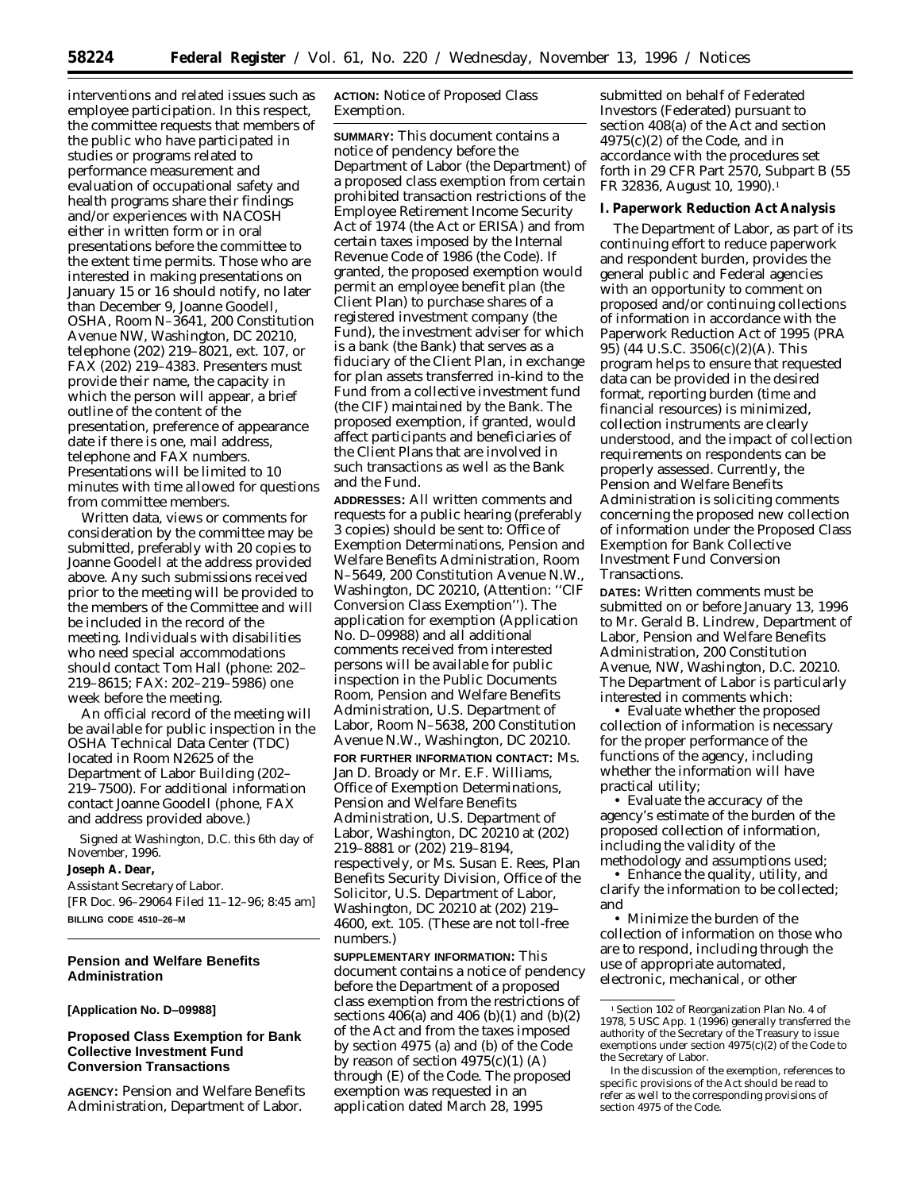interventions and related issues such as employee participation. In this respect, the committee requests that members of the public who have participated in studies or programs related to performance measurement and evaluation of occupational safety and health programs share their findings and/or experiences with NACOSH either in written form or in oral presentations before the committee to the extent time permits. Those who are interested in making presentations on January 15 or 16 should notify, no later than December 9, Joanne Goodell, OSHA, Room N–3641, 200 Constitution Avenue NW, Washington, DC 20210, telephone (202) 219–8021, ext. 107, or FAX (202) 219–4383. Presenters must provide their name, the capacity in which the person will appear, a brief outline of the content of the presentation, preference of appearance date if there is one, mail address, telephone and FAX numbers. Presentations will be limited to 10 minutes with time allowed for questions from committee members.

Written data, views or comments for consideration by the committee may be submitted, preferably with 20 copies to Joanne Goodell at the address provided above. Any such submissions received prior to the meeting will be provided to the members of the Committee and will be included in the record of the meeting. Individuals with disabilities who need special accommodations should contact Tom Hall (phone: 202–219–8615; FAX: 202–219–5986) one week before the meeting.

An official record of the meeting will be available for public inspection in the OSHA Technical Data Center (TDC) located in Room N2625 of the Department of Labor Building (202–219–7500). For additional information contact Joanne Goodell (phone, FAX and address provided above.)

Signed at Washington, D.C. this 6th day of November, 1996.

**Joseph A. Dear,**

*Assistant Secretary of Labor.*

[FR Doc. 96–29064 Filed 11–12–96; 8:45 am]

**BILLING CODE 4510–26–M**

## Pension and Welfare Benefits Administration

**[Application No. D–09988]**

## Proposed Class Exemption for Bank Collective Investment Fund Conversion Transactions

**AGENCY:** Pension and Welfare Benefits Administration, Department of Labor.

**ACTION:** Notice of Proposed Class Exemption.

**SUMMARY:** This document contains a notice of pendency before the Department of Labor (the Department) of a proposed class exemption from certain prohibited transaction restrictions of the Employee Retirement Income Security Act of 1974 (the Act or ERISA) and from certain taxes imposed by the Internal Revenue Code of 1986 (the Code). If granted, the proposed exemption would permit an employee benefit plan (the Client Plan) to purchase shares of a registered investment company (the Fund), the investment adviser for which is a bank (the Bank) that serves as a fiduciary of the Client Plan, in exchange for plan assets transferred in-kind to the Fund from a collective investment fund (the CIF) maintained by the Bank. The proposed exemption, if granted, would affect participants and beneficiaries of the Client Plans that are involved in such transactions as well as the Bank and the Fund.

**ADDRESSES:** All written comments and requests for a public hearing (preferably 3 copies) should be sent to: Office of Exemption Determinations, Pension and Welfare Benefits Administration, Room N–5649, 200 Constitution Avenue N.W., Washington, DC 20210, (Attention: ''CIF Conversion Class Exemption''). The application for exemption (Application No. D–09988) and all additional comments received from interested persons will be available for public inspection in the Public Documents Room, Pension and Welfare Benefits Administration, U.S. Department of Labor, Room N–5638, 200 Constitution Avenue N.W., Washington, DC 20210.

**FOR FURTHER INFORMATION CONTACT:** Ms. Jan D. Broady or Mr. E.F. Williams, Office of Exemption Determinations, Pension and Welfare Benefits Administration, U.S. Department of Labor, Washington, DC 20210 at (202) 219–8881 or (202) 219–8194, respectively, or Ms. Susan E. Rees, Plan Benefits Security Division, Office of the Solicitor, U.S. Department of Labor, Washington, DC 20210 at (202) 219–4600, ext. 105. (These are not toll-free numbers.)

**SUPPLEMENTARY INFORMATION:** This document contains a notice of pendency before the Department of a proposed class exemption from the restrictions of sections 406(a) and 406 (b)(1) and (b)(2) of the Act and from the taxes imposed by section 4975 (a) and (b) of the Code by reason of section 4975(c)(1) (A) through (E) of the Code. The proposed exemption was requested in an application dated March 28, 1995 submitted on behalf of Federated Investors (Federated) pursuant to section 408(a) of the Act and section 4975(c)(2) of the Code, and in accordance with the procedures set forth in 29 CFR Part 2570, Subpart B (55 FR 32836, August 10, 1990).[1]

### I. Paperwork Reduction Act Analysis

The Department of Labor, as part of its continuing effort to reduce paperwork and respondent burden, provides the general public and Federal agencies with an opportunity to comment on proposed and/or continuing collections of information in accordance with the Paperwork Reduction Act of 1995 (PRA 95) (44 U.S.C. 3506(c)(2)(A). This program helps to ensure that requested data can be provided in the desired format, reporting burden (time and financial resources) is minimized, collection instruments are clearly understood, and the impact of collection requirements on respondents can be properly assessed. Currently, the Pension and Welfare Benefits Administration is soliciting comments concerning the proposed new collection of information under the Proposed Class Exemption for Bank Collective Investment Fund Conversion Transactions.

**DATES:** Written comments must be submitted on or before January 13, 1996 to Mr. Gerald B. Lindrew, Department of Labor, Pension and Welfare Benefits Administration, 200 Constitution Avenue, NW, Washington, D.C. 20210. The Department of Labor is particularly interested in comments which:

- Evaluate whether the proposed collection of information is necessary for the proper performance of the functions of the agency, including whether the information will have practical utility;
- Evaluate the accuracy of the agency's estimate of the burden of the proposed collection of information, including the validity of the methodology and assumptions used;
- Enhance the quality, utility, and clarify the information to be collected; and
- Minimize the burden of the collection of information on those who are to respond, including through the use of appropriate automated, electronic, mechanical, or other

[1] Section 102 of Reorganization Plan No. 4 of 1978, 5 USC App. 1 (1996) generally transferred the authority of the Secretary of the Treasury to issue exemptions under section 4975(c)(2) of the Code to the Secretary of Labor.

In the discussion of the exemption, references to specific provisions of the Act should be read to refer as well to the corresponding provisions of section 4975 of the Code.